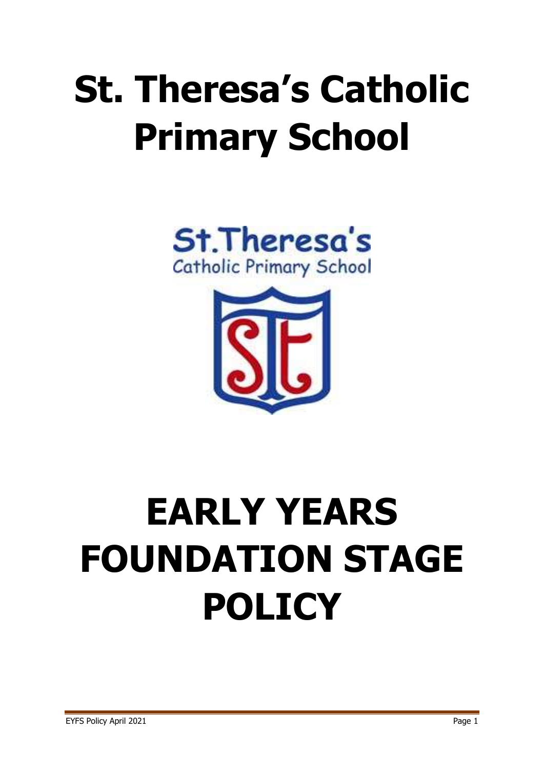# St. Theresa's Catholic Primary School

# EARLY YEARS FOUNDATION STAGE POLICY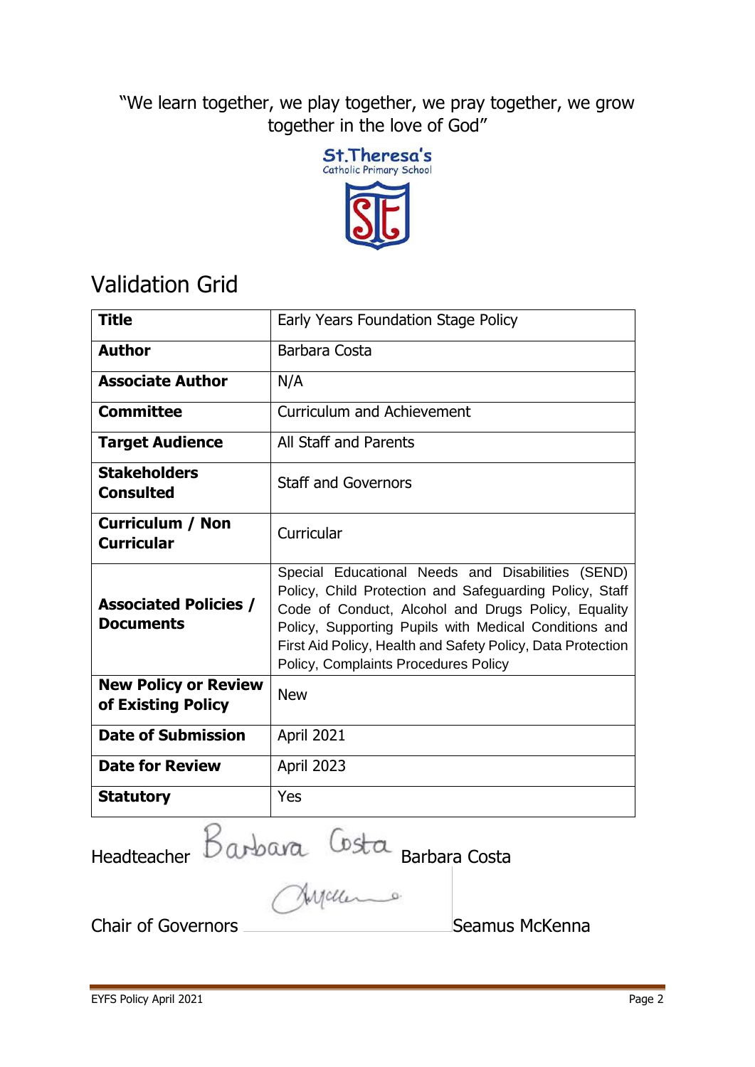"We learn together, we play together, we pray together, we grow together in the love of God"

St.Theresa's
Catholic Primary School

## Validation Grid

| Title | Early Years Foundation Stage Policy |
|---|---|
| **Author** | Barbara Costa |
| **Associate Author** | N/A |
| **Committee** | Curriculum and Achievement |
| **Target Audience** | All Staff and Parents |
| **Stakeholders Consulted** | Staff and Governors |
| **Curriculum / Non Curricular** | Curricular |
| **Associated Policies / Documents** | Special Educational Needs and Disabilities (SEND) Policy, Child Protection and Safeguarding Policy, Staff Code of Conduct, Alcohol and Drugs Policy, Equality Policy, Supporting Pupils with Medical Conditions and First Aid Policy, Health and Safety Policy, Data Protection Policy, Complaints Procedures Policy |
| **New Policy or Review of Existing Policy** | New |
| **Date of Submission** | April 2021 |
| **Date for Review** | April 2023 |
| **Statutory** | Yes |

Headteacher Barbara Costa Barbara Costa

Chair of Governors Seamus McKenna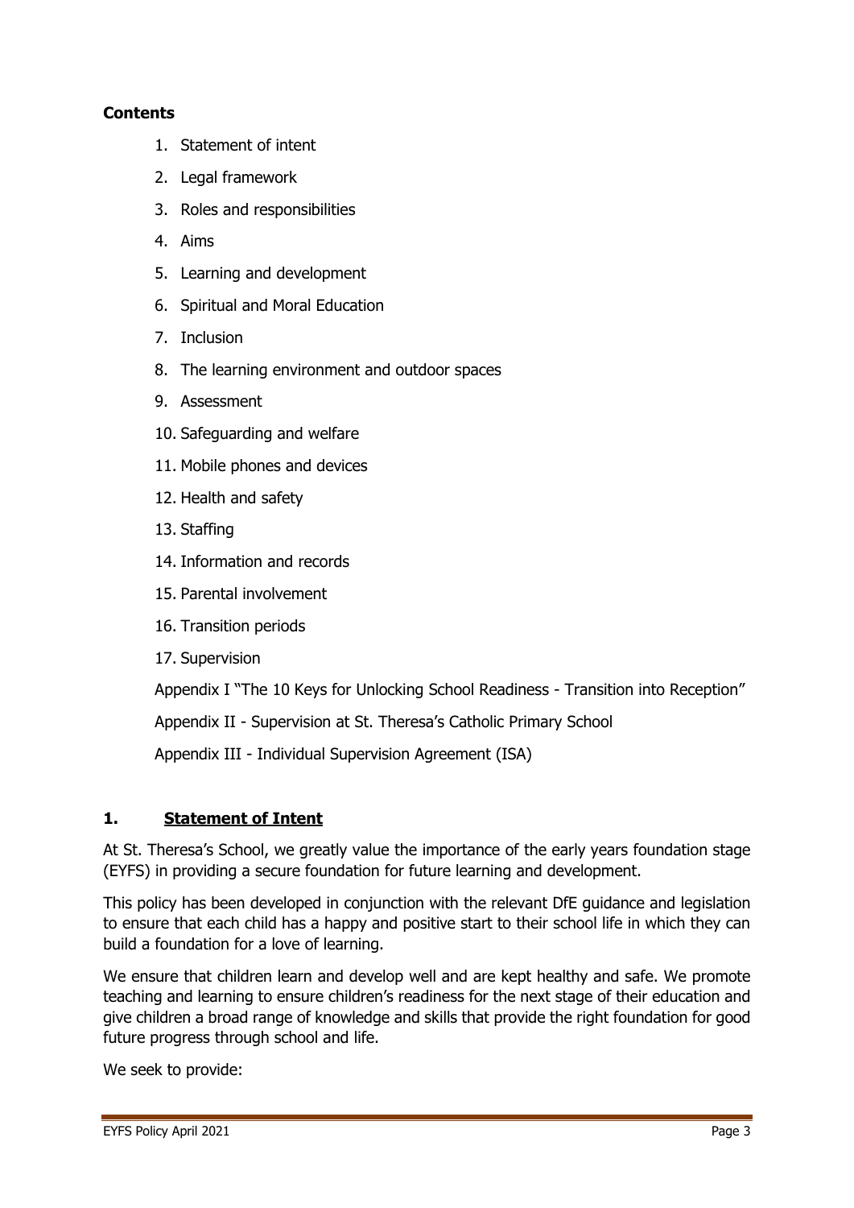**Contents**

1. Statement of intent
2. Legal framework
3. Roles and responsibilities
4. Aims
5. Learning and development
6. Spiritual and Moral Education
7. Inclusion
8. The learning environment and outdoor spaces
9. Assessment
10. Safeguarding and welfare
11. Mobile phones and devices
12. Health and safety
13. Staffing
14. Information and records
15. Parental involvement
16. Transition periods
17. Supervision

Appendix I "The 10 Keys for Unlocking School Readiness - Transition into Reception"

Appendix II - Supervision at St. Theresa's Catholic Primary School

Appendix III - Individual Supervision Agreement (ISA)

## 1. Statement of Intent

At St. Theresa's School, we greatly value the importance of the early years foundation stage (EYFS) in providing a secure foundation for future learning and development.

This policy has been developed in conjunction with the relevant DfE guidance and legislation to ensure that each child has a happy and positive start to their school life in which they can build a foundation for a love of learning.

We ensure that children learn and develop well and are kept healthy and safe. We promote teaching and learning to ensure children's readiness for the next stage of their education and give children a broad range of knowledge and skills that provide the right foundation for good future progress through school and life.

We seek to provide: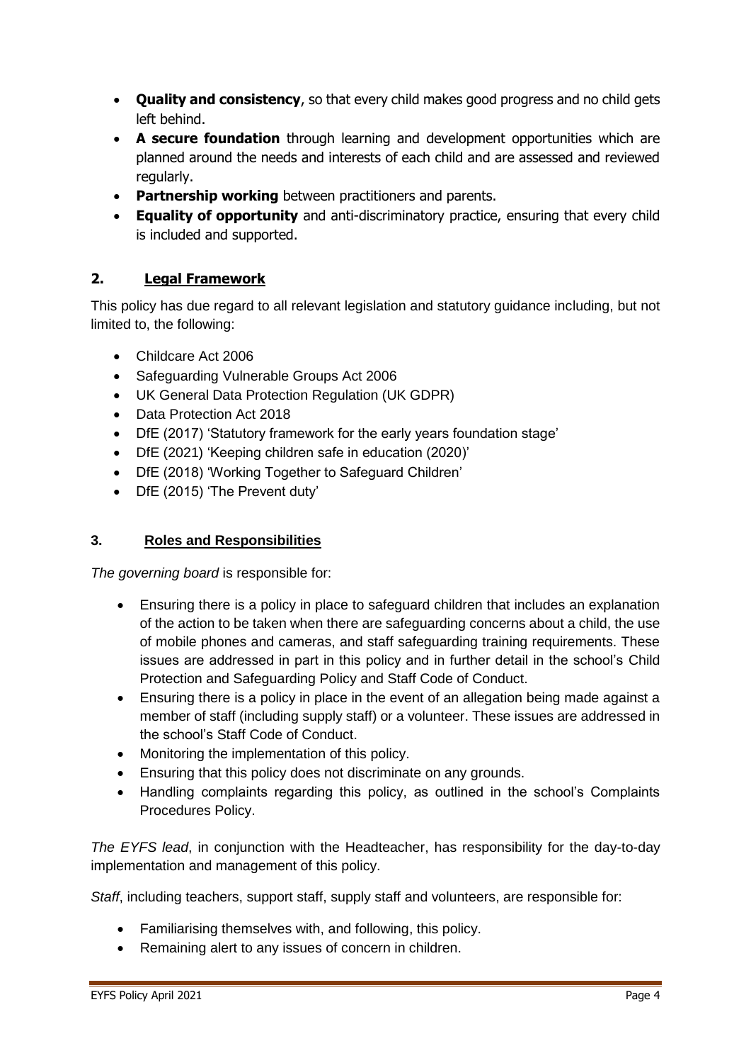- **Quality and consistency**, so that every child makes good progress and no child gets left behind.
- **A secure foundation** through learning and development opportunities which are planned around the needs and interests of each child and are assessed and reviewed regularly.
- **Partnership working** between practitioners and parents.
- **Equality of opportunity** and anti-discriminatory practice, ensuring that every child is included and supported.

## 2. Legal Framework

This policy has due regard to all relevant legislation and statutory guidance including, but not limited to, the following:

- Childcare Act 2006
- Safeguarding Vulnerable Groups Act 2006
- UK General Data Protection Regulation (UK GDPR)
- Data Protection Act 2018
- DfE (2017) 'Statutory framework for the early years foundation stage'
- DfE (2021) 'Keeping children safe in education (2020)'
- DfE (2018) 'Working Together to Safeguard Children'
- DfE (2015) 'The Prevent duty'

## 3. Roles and Responsibilities

*The governing board* is responsible for:

- Ensuring there is a policy in place to safeguard children that includes an explanation of the action to be taken when there are safeguarding concerns about a child, the use of mobile phones and cameras, and staff safeguarding training requirements. These issues are addressed in part in this policy and in further detail in the school's Child Protection and Safeguarding Policy and Staff Code of Conduct.
- Ensuring there is a policy in place in the event of an allegation being made against a member of staff (including supply staff) or a volunteer. These issues are addressed in the school's Staff Code of Conduct.
- Monitoring the implementation of this policy.
- Ensuring that this policy does not discriminate on any grounds.
- Handling complaints regarding this policy, as outlined in the school's Complaints Procedures Policy.

*The EYFS lead*, in conjunction with the Headteacher, has responsibility for the day-to-day implementation and management of this policy.

*Staff*, including teachers, support staff, supply staff and volunteers, are responsible for:

- Familiarising themselves with, and following, this policy.
- Remaining alert to any issues of concern in children.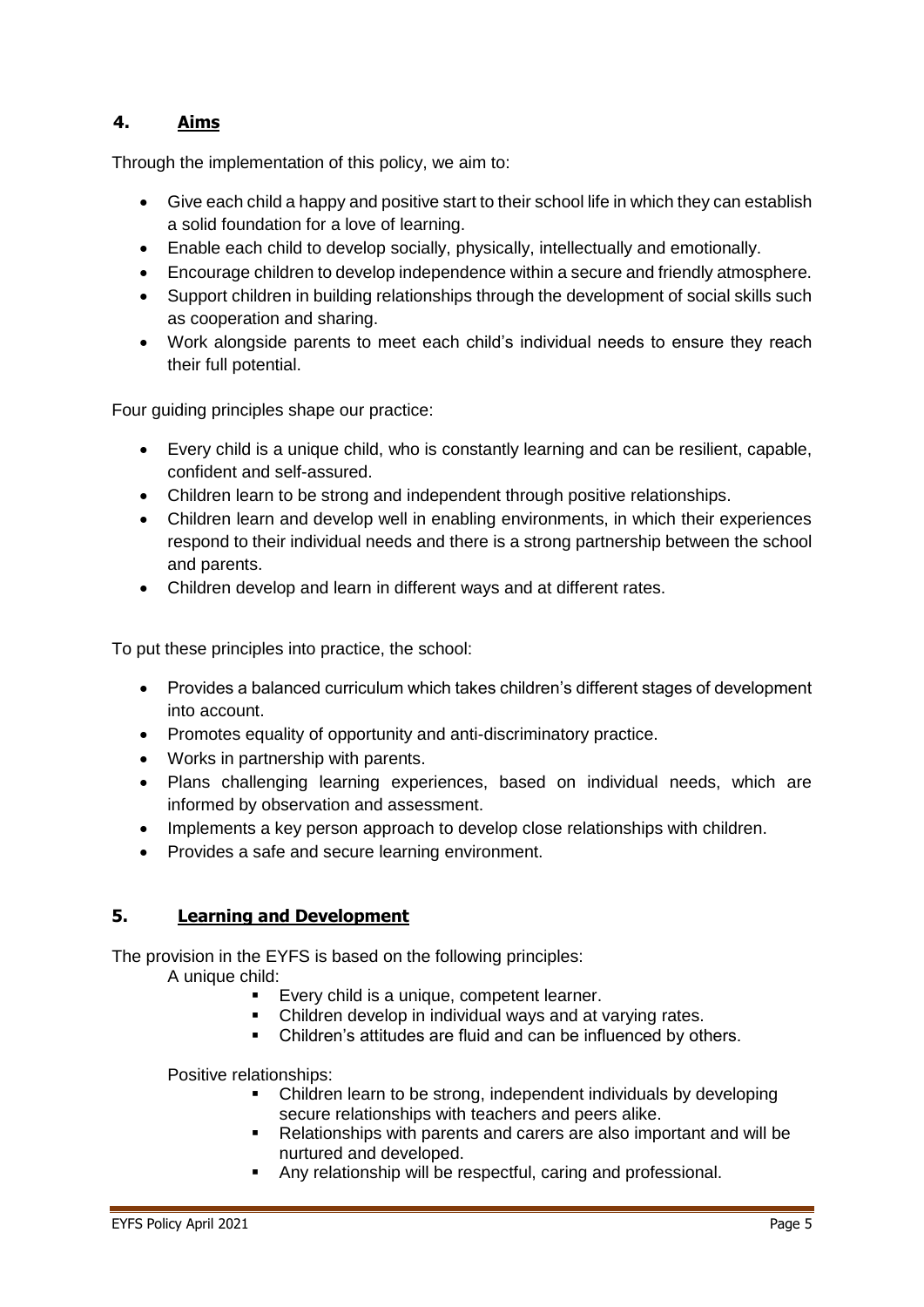## 4. Aims

Through the implementation of this policy, we aim to:

- Give each child a happy and positive start to their school life in which they can establish a solid foundation for a love of learning.
- Enable each child to develop socially, physically, intellectually and emotionally.
- Encourage children to develop independence within a secure and friendly atmosphere.
- Support children in building relationships through the development of social skills such as cooperation and sharing.
- Work alongside parents to meet each child's individual needs to ensure they reach their full potential.

Four guiding principles shape our practice:

- Every child is a unique child, who is constantly learning and can be resilient, capable, confident and self-assured.
- Children learn to be strong and independent through positive relationships.
- Children learn and develop well in enabling environments, in which their experiences respond to their individual needs and there is a strong partnership between the school and parents.
- Children develop and learn in different ways and at different rates.

To put these principles into practice, the school:

- Provides a balanced curriculum which takes children's different stages of development into account.
- Promotes equality of opportunity and anti-discriminatory practice.
- Works in partnership with parents.
- Plans challenging learning experiences, based on individual needs, which are informed by observation and assessment.
- Implements a key person approach to develop close relationships with children.
- Provides a safe and secure learning environment.

## 5. Learning and Development

The provision in the EYFS is based on the following principles:

A unique child:

- Every child is a unique, competent learner.
- Children develop in individual ways and at varying rates.
- Children's attitudes are fluid and can be influenced by others.

Positive relationships:

- Children learn to be strong, independent individuals by developing secure relationships with teachers and peers alike.
- Relationships with parents and carers are also important and will be nurtured and developed.
- Any relationship will be respectful, caring and professional.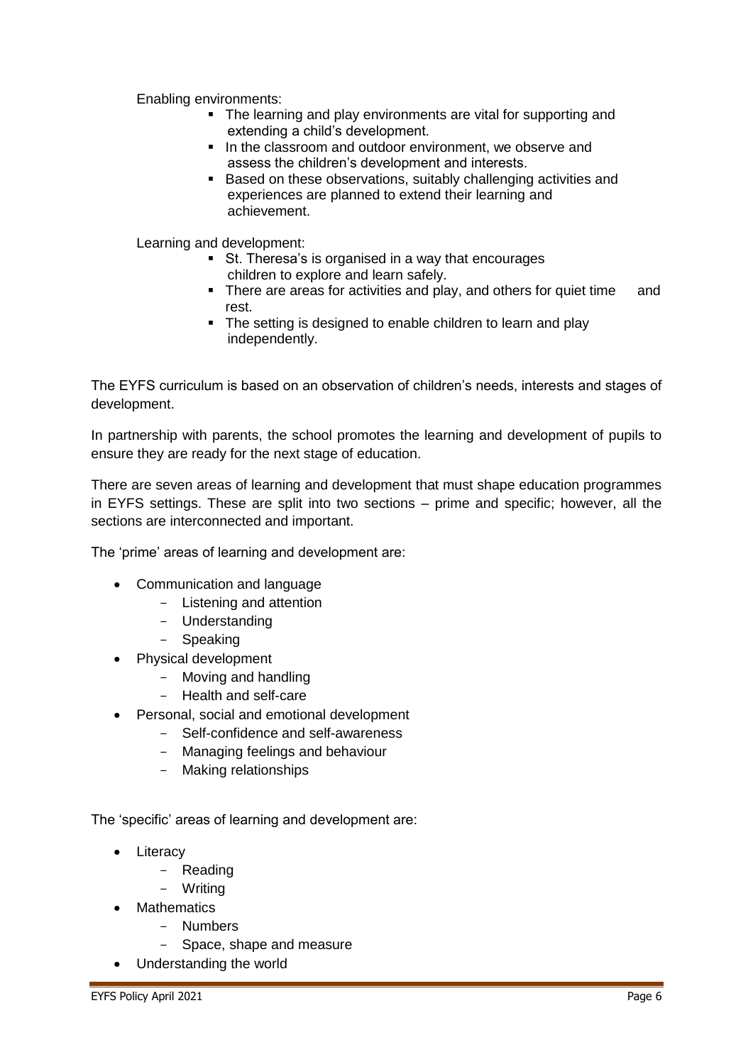Enabling environments:

- The learning and play environments are vital for supporting and extending a child's development.
- In the classroom and outdoor environment, we observe and assess the children's development and interests.
- Based on these observations, suitably challenging activities and experiences are planned to extend their learning and achievement.

Learning and development:

- St. Theresa's is organised in a way that encourages children to explore and learn safely.
- There are areas for activities and play, and others for quiet time and rest.
- The setting is designed to enable children to learn and play independently.

The EYFS curriculum is based on an observation of children's needs, interests and stages of development.

In partnership with parents, the school promotes the learning and development of pupils to ensure they are ready for the next stage of education.

There are seven areas of learning and development that must shape education programmes in EYFS settings. These are split into two sections – prime and specific; however, all the sections are interconnected and important.

The 'prime' areas of learning and development are:

- Communication and language
  - Listening and attention
  - Understanding
  - Speaking
- Physical development
  - Moving and handling
  - Health and self-care
- Personal, social and emotional development
  - Self-confidence and self-awareness
  - Managing feelings and behaviour
  - Making relationships

The 'specific' areas of learning and development are:

- Literacy
  - Reading
  - Writing
- Mathematics
  - Numbers
  - Space, shape and measure
- Understanding the world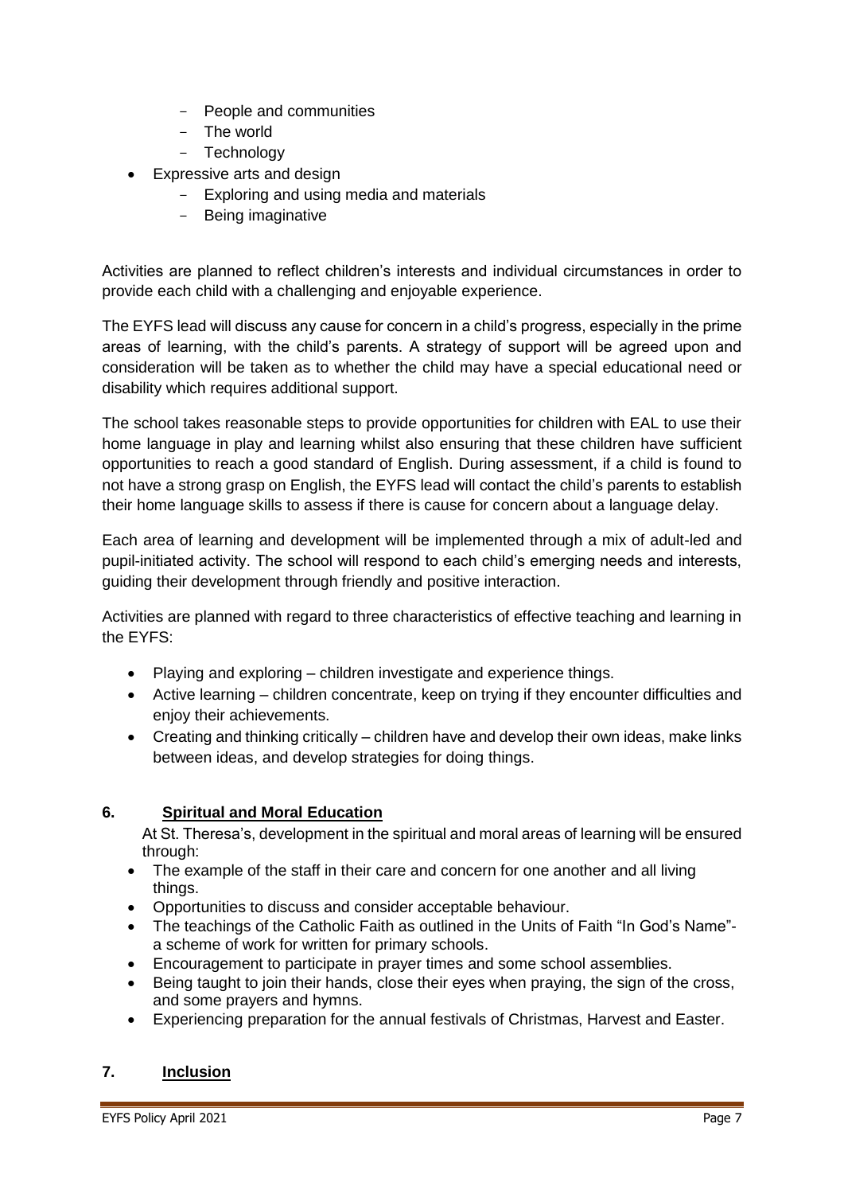- People and communities
    - The world
    - Technology
- Expressive arts and design
    - Exploring and using media and materials
    - Being imaginative

Activities are planned to reflect children's interests and individual circumstances in order to provide each child with a challenging and enjoyable experience.

The EYFS lead will discuss any cause for concern in a child's progress, especially in the prime areas of learning, with the child's parents. A strategy of support will be agreed upon and consideration will be taken as to whether the child may have a special educational need or disability which requires additional support.

The school takes reasonable steps to provide opportunities for children with EAL to use their home language in play and learning whilst also ensuring that these children have sufficient opportunities to reach a good standard of English. During assessment, if a child is found to not have a strong grasp on English, the EYFS lead will contact the child's parents to establish their home language skills to assess if there is cause for concern about a language delay.

Each area of learning and development will be implemented through a mix of adult-led and pupil-initiated activity. The school will respond to each child's emerging needs and interests, guiding their development through friendly and positive interaction.

Activities are planned with regard to three characteristics of effective teaching and learning in the EYFS:

- Playing and exploring – children investigate and experience things.
- Active learning – children concentrate, keep on trying if they encounter difficulties and enjoy their achievements.
- Creating and thinking critically – children have and develop their own ideas, make links between ideas, and develop strategies for doing things.

## 6. Spiritual and Moral Education

At St. Theresa's, development in the spiritual and moral areas of learning will be ensured through:

- The example of the staff in their care and concern for one another and all living things.
- Opportunities to discuss and consider acceptable behaviour.
- The teachings of the Catholic Faith as outlined in the Units of Faith "In God's Name"- a scheme of work for written for primary schools.
- Encouragement to participate in prayer times and some school assemblies.
- Being taught to join their hands, close their eyes when praying, the sign of the cross, and some prayers and hymns.
- Experiencing preparation for the annual festivals of Christmas, Harvest and Easter.

## 7. Inclusion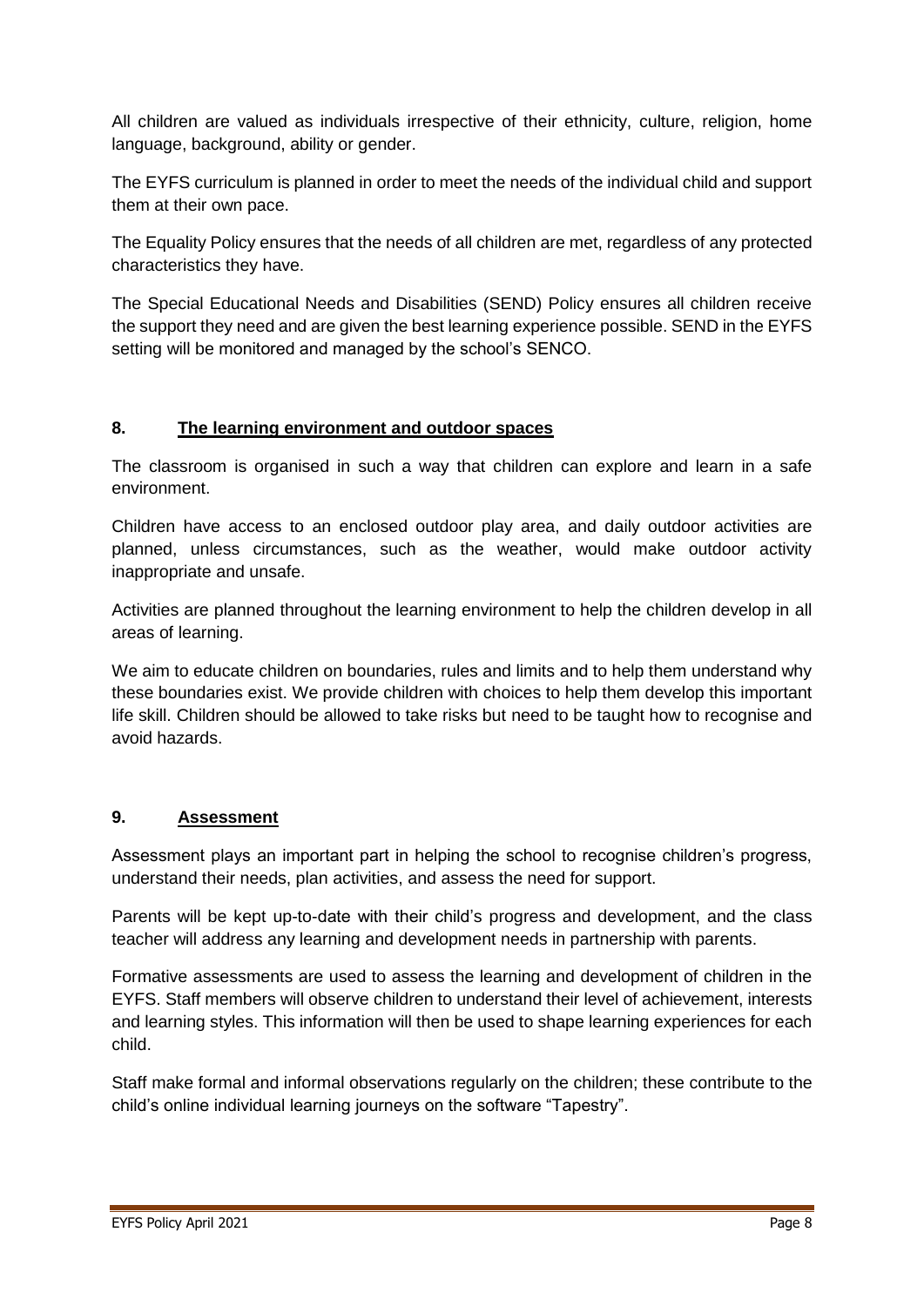All children are valued as individuals irrespective of their ethnicity, culture, religion, home language, background, ability or gender.

The EYFS curriculum is planned in order to meet the needs of the individual child and support them at their own pace.

The Equality Policy ensures that the needs of all children are met, regardless of any protected characteristics they have.

The Special Educational Needs and Disabilities (SEND) Policy ensures all children receive the support they need and are given the best learning experience possible. SEND in the EYFS setting will be monitored and managed by the school's SENCO.

## 8. The learning environment and outdoor spaces

The classroom is organised in such a way that children can explore and learn in a safe environment.

Children have access to an enclosed outdoor play area, and daily outdoor activities are planned, unless circumstances, such as the weather, would make outdoor activity inappropriate and unsafe.

Activities are planned throughout the learning environment to help the children develop in all areas of learning.

We aim to educate children on boundaries, rules and limits and to help them understand why these boundaries exist. We provide children with choices to help them develop this important life skill. Children should be allowed to take risks but need to be taught how to recognise and avoid hazards.

## 9. Assessment

Assessment plays an important part in helping the school to recognise children's progress, understand their needs, plan activities, and assess the need for support.

Parents will be kept up-to-date with their child's progress and development, and the class teacher will address any learning and development needs in partnership with parents.

Formative assessments are used to assess the learning and development of children in the EYFS. Staff members will observe children to understand their level of achievement, interests and learning styles. This information will then be used to shape learning experiences for each child.

Staff make formal and informal observations regularly on the children; these contribute to the child's online individual learning journeys on the software "Tapestry".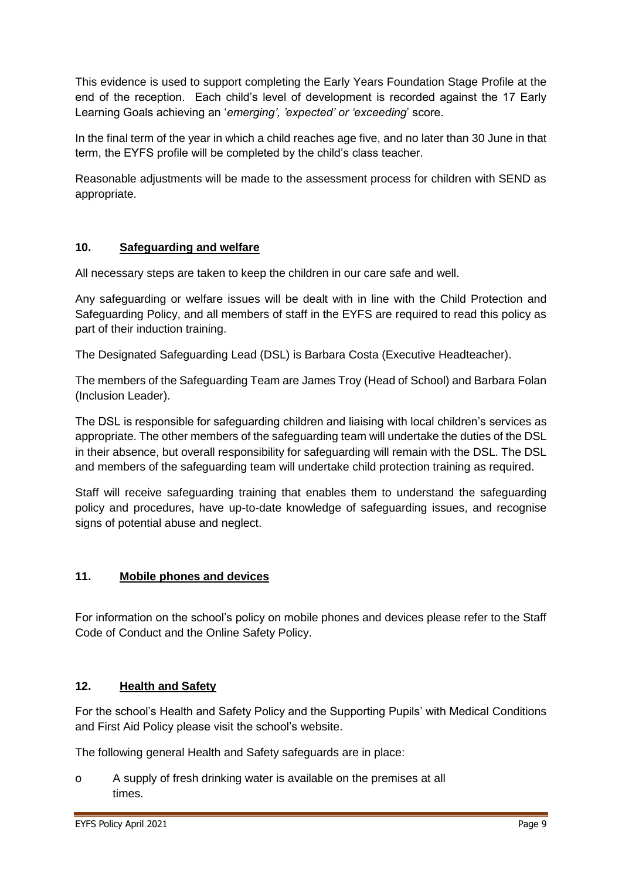This evidence is used to support completing the Early Years Foundation Stage Profile at the end of the reception. Each child's level of development is recorded against the 17 Early Learning Goals achieving an '*emerging', 'expected' or 'exceeding*' score.

In the final term of the year in which a child reaches age five, and no later than 30 June in that term, the EYFS profile will be completed by the child's class teacher.

Reasonable adjustments will be made to the assessment process for children with SEND as appropriate.

## 10. Safeguarding and welfare

All necessary steps are taken to keep the children in our care safe and well.

Any safeguarding or welfare issues will be dealt with in line with the Child Protection and Safeguarding Policy, and all members of staff in the EYFS are required to read this policy as part of their induction training.

The Designated Safeguarding Lead (DSL) is Barbara Costa (Executive Headteacher).

The members of the Safeguarding Team are James Troy (Head of School) and Barbara Folan (Inclusion Leader).

The DSL is responsible for safeguarding children and liaising with local children's services as appropriate. The other members of the safeguarding team will undertake the duties of the DSL in their absence, but overall responsibility for safeguarding will remain with the DSL. The DSL and members of the safeguarding team will undertake child protection training as required.

Staff will receive safeguarding training that enables them to understand the safeguarding policy and procedures, have up-to-date knowledge of safeguarding issues, and recognise signs of potential abuse and neglect.

## 11. Mobile phones and devices

For information on the school's policy on mobile phones and devices please refer to the Staff Code of Conduct and the Online Safety Policy.

## 12. Health and Safety

For the school's Health and Safety Policy and the Supporting Pupils' with Medical Conditions and First Aid Policy please visit the school's website.

The following general Health and Safety safeguards are in place:

- A supply of fresh drinking water is available on the premises at all times.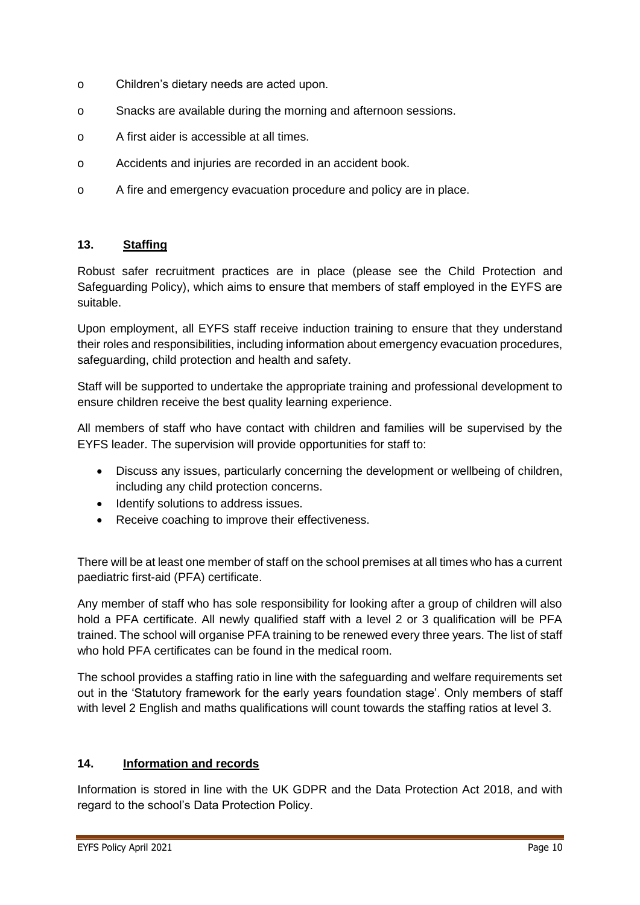- Children's dietary needs are acted upon.
- Snacks are available during the morning and afternoon sessions.
- A first aider is accessible at all times.
- Accidents and injuries are recorded in an accident book.
- A fire and emergency evacuation procedure and policy are in place.

## 13. Staffing

Robust safer recruitment practices are in place (please see the Child Protection and Safeguarding Policy), which aims to ensure that members of staff employed in the EYFS are suitable.

Upon employment, all EYFS staff receive induction training to ensure that they understand their roles and responsibilities, including information about emergency evacuation procedures, safeguarding, child protection and health and safety.

Staff will be supported to undertake the appropriate training and professional development to ensure children receive the best quality learning experience.

All members of staff who have contact with children and families will be supervised by the EYFS leader. The supervision will provide opportunities for staff to:

- Discuss any issues, particularly concerning the development or wellbeing of children, including any child protection concerns.
- Identify solutions to address issues.
- Receive coaching to improve their effectiveness.

There will be at least one member of staff on the school premises at all times who has a current paediatric first-aid (PFA) certificate.

Any member of staff who has sole responsibility for looking after a group of children will also hold a PFA certificate. All newly qualified staff with a level 2 or 3 qualification will be PFA trained. The school will organise PFA training to be renewed every three years. The list of staff who hold PFA certificates can be found in the medical room.

The school provides a staffing ratio in line with the safeguarding and welfare requirements set out in the 'Statutory framework for the early years foundation stage'. Only members of staff with level 2 English and maths qualifications will count towards the staffing ratios at level 3.

## 14. Information and records

Information is stored in line with the UK GDPR and the Data Protection Act 2018, and with regard to the school's Data Protection Policy.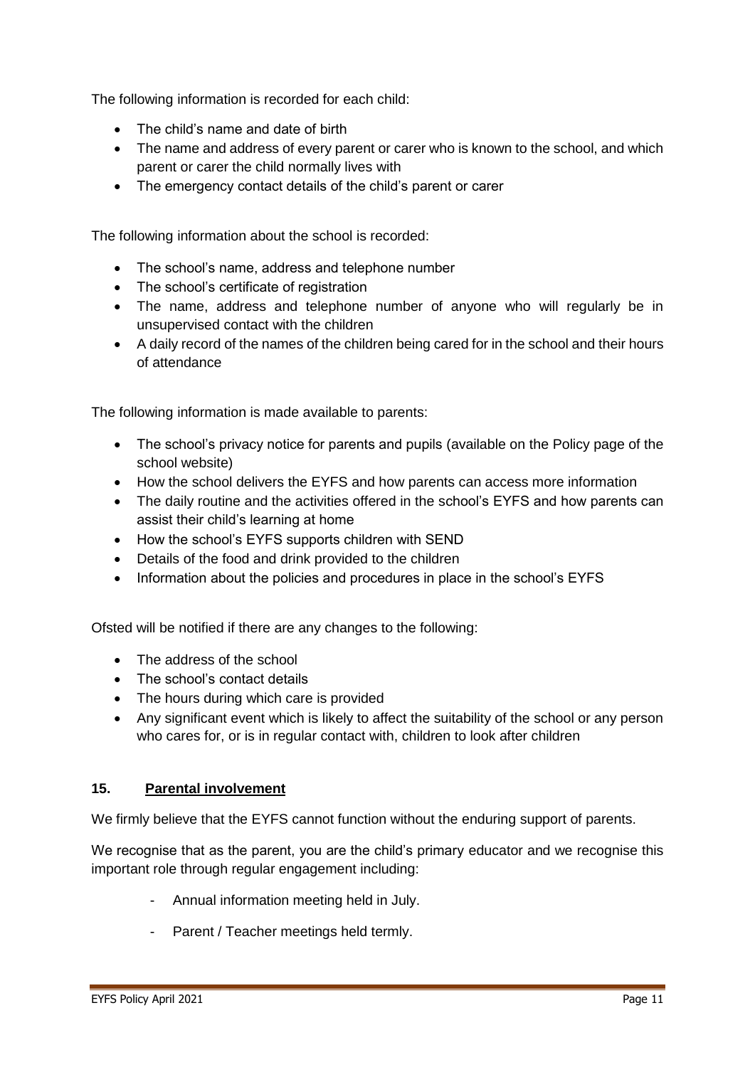The following information is recorded for each child:

- The child's name and date of birth
- The name and address of every parent or carer who is known to the school, and which parent or carer the child normally lives with
- The emergency contact details of the child's parent or carer

The following information about the school is recorded:

- The school's name, address and telephone number
- The school's certificate of registration
- The name, address and telephone number of anyone who will regularly be in unsupervised contact with the children
- A daily record of the names of the children being cared for in the school and their hours of attendance

The following information is made available to parents:

- The school's privacy notice for parents and pupils (available on the Policy page of the school website)
- How the school delivers the EYFS and how parents can access more information
- The daily routine and the activities offered in the school's EYFS and how parents can assist their child's learning at home
- How the school's EYFS supports children with SEND
- Details of the food and drink provided to the children
- Information about the policies and procedures in place in the school's EYFS

Ofsted will be notified if there are any changes to the following:

- The address of the school
- The school's contact details
- The hours during which care is provided
- Any significant event which is likely to affect the suitability of the school or any person who cares for, or is in regular contact with, children to look after children

## 15. Parental involvement

We firmly believe that the EYFS cannot function without the enduring support of parents.

We recognise that as the parent, you are the child's primary educator and we recognise this important role through regular engagement including:

- Annual information meeting held in July.
- Parent / Teacher meetings held termly.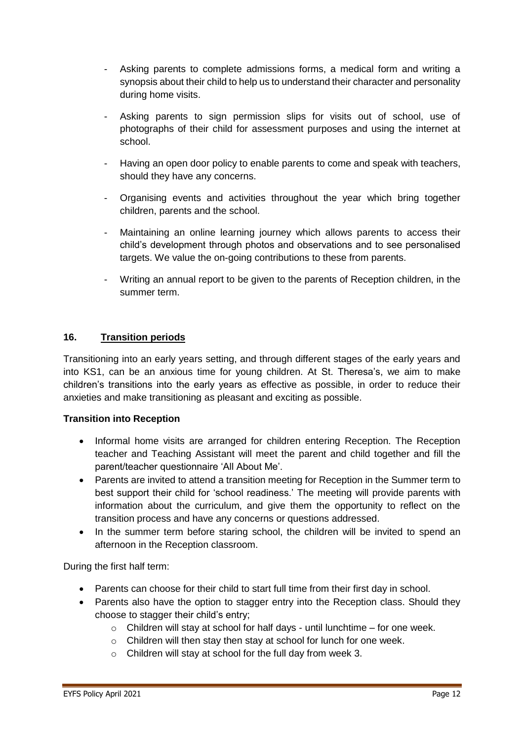- Asking parents to complete admissions forms, a medical form and writing a synopsis about their child to help us to understand their character and personality during home visits.
- Asking parents to sign permission slips for visits out of school, use of photographs of their child for assessment purposes and using the internet at school.
- Having an open door policy to enable parents to come and speak with teachers, should they have any concerns.
- Organising events and activities throughout the year which bring together children, parents and the school.
- Maintaining an online learning journey which allows parents to access their child's development through photos and observations and to see personalised targets. We value the on-going contributions to these from parents.
- Writing an annual report to be given to the parents of Reception children, in the summer term.

## 16. Transition periods

Transitioning into an early years setting, and through different stages of the early years and into KS1, can be an anxious time for young children. At St. Theresa's, we aim to make children's transitions into the early years as effective as possible, in order to reduce their anxieties and make transitioning as pleasant and exciting as possible.

**Transition into Reception**

- Informal home visits are arranged for children entering Reception. The Reception teacher and Teaching Assistant will meet the parent and child together and fill the parent/teacher questionnaire 'All About Me'.
- Parents are invited to attend a transition meeting for Reception in the Summer term to best support their child for 'school readiness.' The meeting will provide parents with information about the curriculum, and give them the opportunity to reflect on the transition process and have any concerns or questions addressed.
- In the summer term before staring school, the children will be invited to spend an afternoon in the Reception classroom.

During the first half term:

- Parents can choose for their child to start full time from their first day in school.
- Parents also have the option to stagger entry into the Reception class. Should they choose to stagger their child's entry;
    - Children will stay at school for half days - until lunchtime – for one week.
    - Children will then stay then stay at school for lunch for one week.
    - Children will stay at school for the full day from week 3.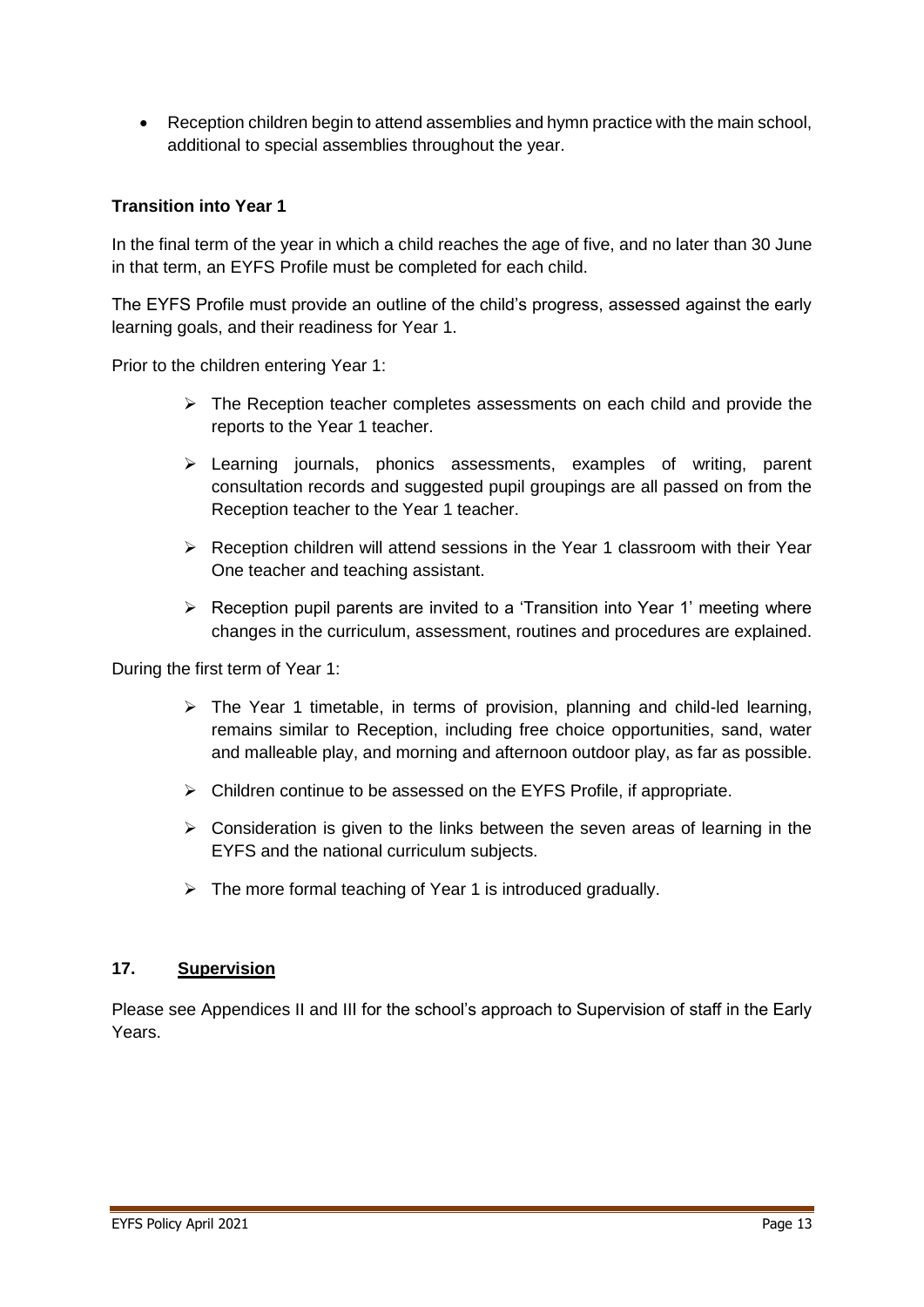- Reception children begin to attend assemblies and hymn practice with the main school, additional to special assemblies throughout the year.

**Transition into Year 1**

In the final term of the year in which a child reaches the age of five, and no later than 30 June in that term, an EYFS Profile must be completed for each child.

The EYFS Profile must provide an outline of the child's progress, assessed against the early learning goals, and their readiness for Year 1.

Prior to the children entering Year 1:

- The Reception teacher completes assessments on each child and provide the reports to the Year 1 teacher.
- Learning journals, phonics assessments, examples of writing, parent consultation records and suggested pupil groupings are all passed on from the Reception teacher to the Year 1 teacher.
- Reception children will attend sessions in the Year 1 classroom with their Year One teacher and teaching assistant.
- Reception pupil parents are invited to a 'Transition into Year 1' meeting where changes in the curriculum, assessment, routines and procedures are explained.

During the first term of Year 1:

- The Year 1 timetable, in terms of provision, planning and child-led learning, remains similar to Reception, including free choice opportunities, sand, water and malleable play, and morning and afternoon outdoor play, as far as possible.
- Children continue to be assessed on the EYFS Profile, if appropriate.
- Consideration is given to the links between the seven areas of learning in the EYFS and the national curriculum subjects.
- The more formal teaching of Year 1 is introduced gradually.

## 17. Supervision

Please see Appendices II and III for the school's approach to Supervision of staff in the Early Years.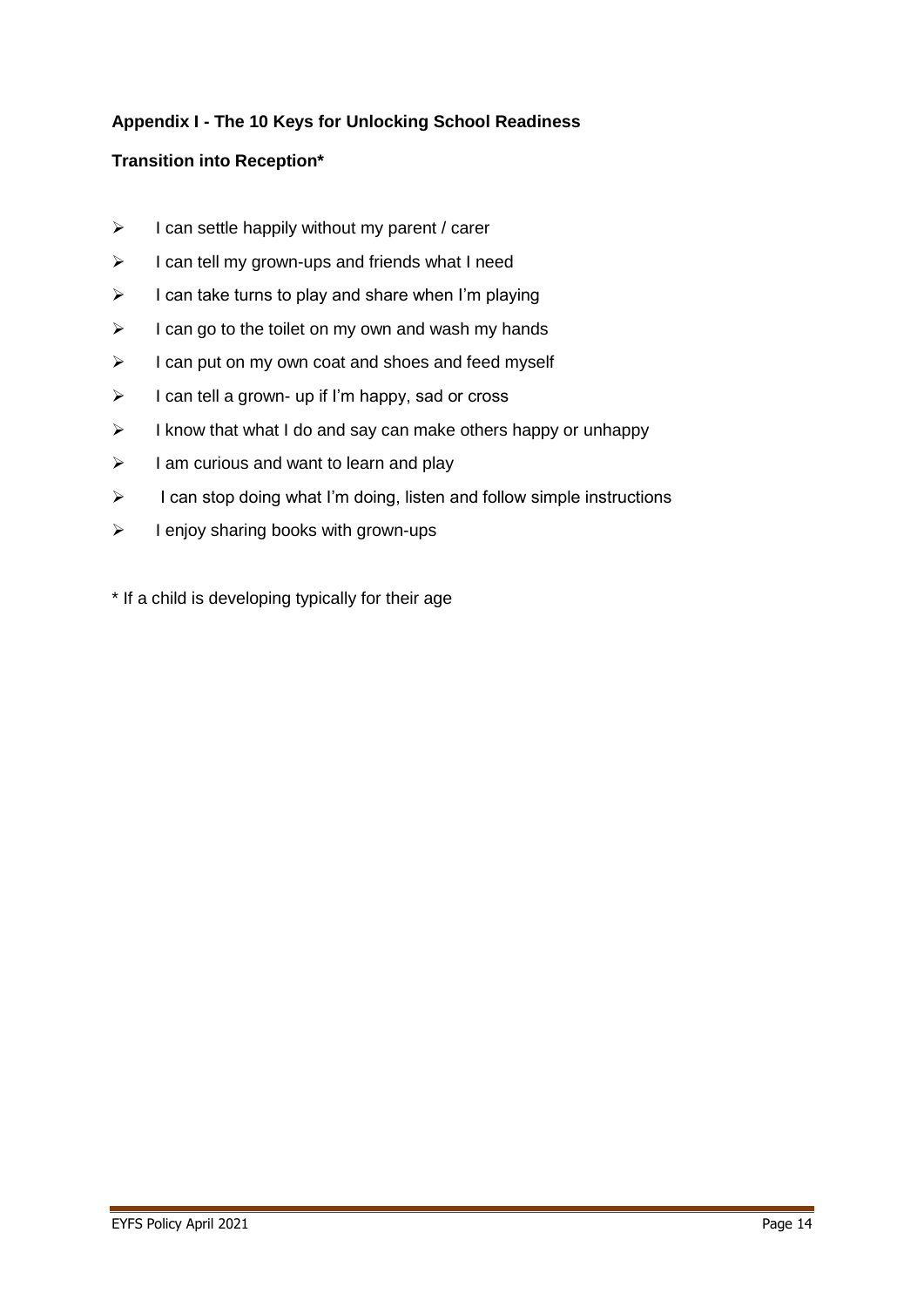**Appendix I - The 10 Keys for Unlocking School Readiness**

**Transition into Reception***

- I can settle happily without my parent / carer
- I can tell my grown-ups and friends what I need
- I can take turns to play and share when I'm playing
- I can go to the toilet on my own and wash my hands
- I can put on my own coat and shoes and feed myself
- I can tell a grown- up if I'm happy, sad or cross
- I know that what I do and say can make others happy or unhappy
- I am curious and want to learn and play
- I can stop doing what I'm doing, listen and follow simple instructions
- I enjoy sharing books with grown-ups

\* If a child is developing typically for their age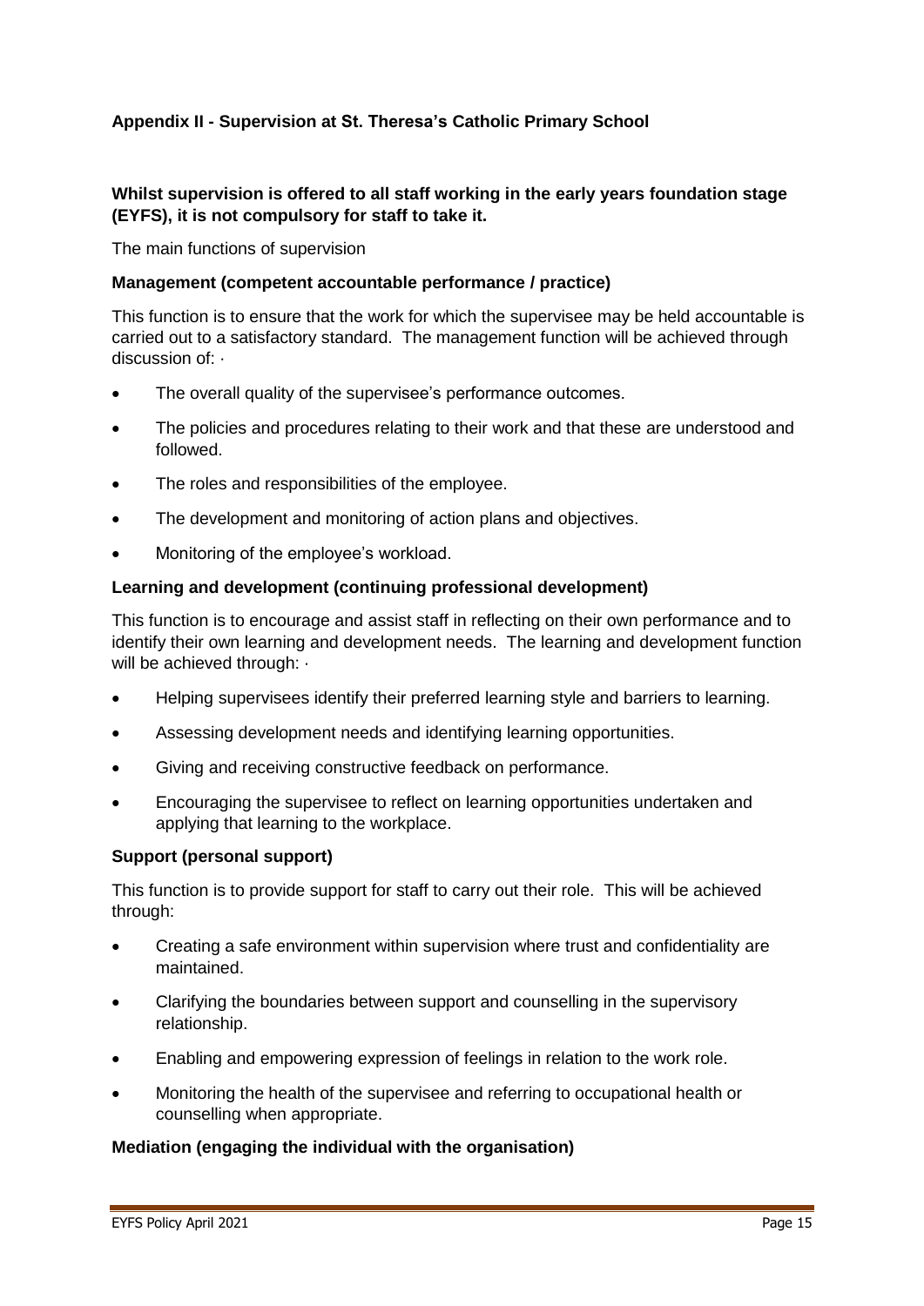## Appendix II - Supervision at St. Theresa's Catholic Primary School

**Whilst supervision is offered to all staff working in the early years foundation stage (EYFS), it is not compulsory for staff to take it.**

The main functions of supervision

**Management (competent accountable performance / practice)**

This function is to ensure that the work for which the supervisee may be held accountable is carried out to a satisfactory standard. The management function will be achieved through discussion of: ·

- The overall quality of the supervisee's performance outcomes.
- The policies and procedures relating to their work and that these are understood and followed.
- The roles and responsibilities of the employee.
- The development and monitoring of action plans and objectives.
- Monitoring of the employee's workload.

**Learning and development (continuing professional development)**

This function is to encourage and assist staff in reflecting on their own performance and to identify their own learning and development needs. The learning and development function will be achieved through: ·

- Helping supervisees identify their preferred learning style and barriers to learning.
- Assessing development needs and identifying learning opportunities.
- Giving and receiving constructive feedback on performance.
- Encouraging the supervisee to reflect on learning opportunities undertaken and applying that learning to the workplace.

**Support (personal support)**

This function is to provide support for staff to carry out their role. This will be achieved through:

- Creating a safe environment within supervision where trust and confidentiality are maintained.
- Clarifying the boundaries between support and counselling in the supervisory relationship.
- Enabling and empowering expression of feelings in relation to the work role.
- Monitoring the health of the supervisee and referring to occupational health or counselling when appropriate.

**Mediation (engaging the individual with the organisation)**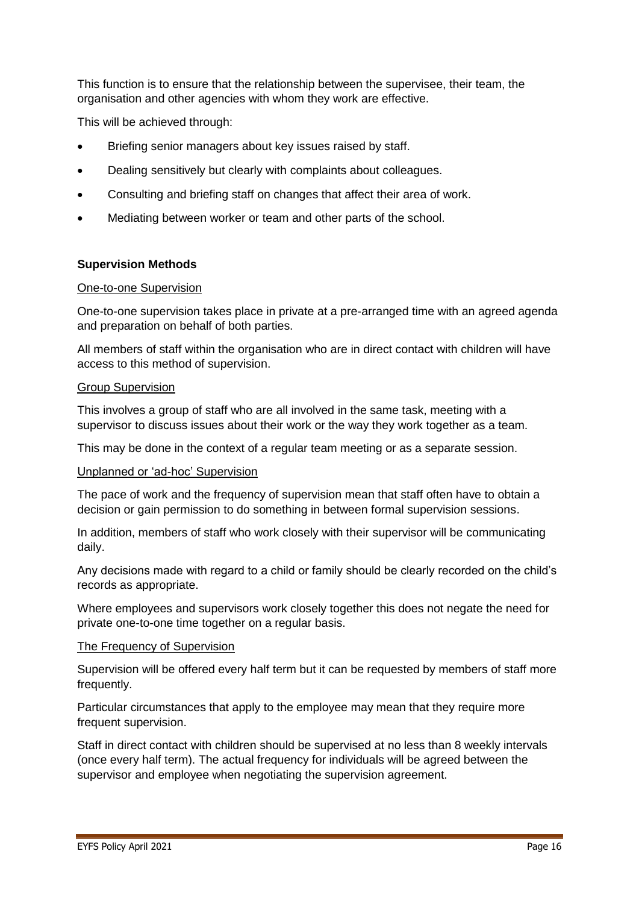This function is to ensure that the relationship between the supervisee, their team, the organisation and other agencies with whom they work are effective.

This will be achieved through:

- Briefing senior managers about key issues raised by staff.
- Dealing sensitively but clearly with complaints about colleagues.
- Consulting and briefing staff on changes that affect their area of work.
- Mediating between worker or team and other parts of the school.

**Supervision Methods**

One-to-one Supervision

One-to-one supervision takes place in private at a pre-arranged time with an agreed agenda and preparation on behalf of both parties.

All members of staff within the organisation who are in direct contact with children will have access to this method of supervision.

Group Supervision

This involves a group of staff who are all involved in the same task, meeting with a supervisor to discuss issues about their work or the way they work together as a team.

This may be done in the context of a regular team meeting or as a separate session.

Unplanned or 'ad-hoc' Supervision

The pace of work and the frequency of supervision mean that staff often have to obtain a decision or gain permission to do something in between formal supervision sessions.

In addition, members of staff who work closely with their supervisor will be communicating daily.

Any decisions made with regard to a child or family should be clearly recorded on the child's records as appropriate.

Where employees and supervisors work closely together this does not negate the need for private one-to-one time together on a regular basis.

The Frequency of Supervision

Supervision will be offered every half term but it can be requested by members of staff more frequently.

Particular circumstances that apply to the employee may mean that they require more frequent supervision.

Staff in direct contact with children should be supervised at no less than 8 weekly intervals (once every half term). The actual frequency for individuals will be agreed between the supervisor and employee when negotiating the supervision agreement.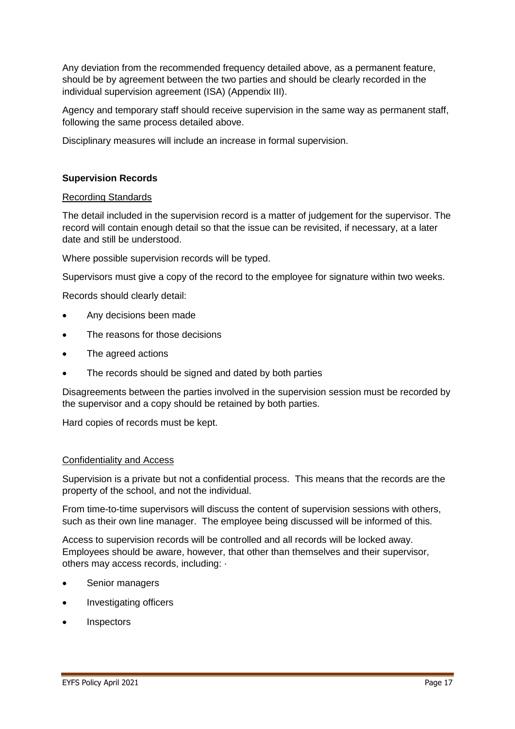Any deviation from the recommended frequency detailed above, as a permanent feature, should be by agreement between the two parties and should be clearly recorded in the individual supervision agreement (ISA) (Appendix III).

Agency and temporary staff should receive supervision in the same way as permanent staff, following the same process detailed above.

Disciplinary measures will include an increase in formal supervision.

**Supervision Records**

<u>Recording Standards</u>

The detail included in the supervision record is a matter of judgement for the supervisor. The record will contain enough detail so that the issue can be revisited, if necessary, at a later date and still be understood.

Where possible supervision records will be typed.

Supervisors must give a copy of the record to the employee for signature within two weeks.

Records should clearly detail:

- Any decisions been made
- The reasons for those decisions
- The agreed actions
- The records should be signed and dated by both parties

Disagreements between the parties involved in the supervision session must be recorded by the supervisor and a copy should be retained by both parties.

Hard copies of records must be kept.

<u>Confidentiality and Access</u>

Supervision is a private but not a confidential process. This means that the records are the property of the school, and not the individual.

From time-to-time supervisors will discuss the content of supervision sessions with others, such as their own line manager. The employee being discussed will be informed of this.

Access to supervision records will be controlled and all records will be locked away. Employees should be aware, however, that other than themselves and their supervisor, others may access records, including: ·

- Senior managers
- Investigating officers
- Inspectors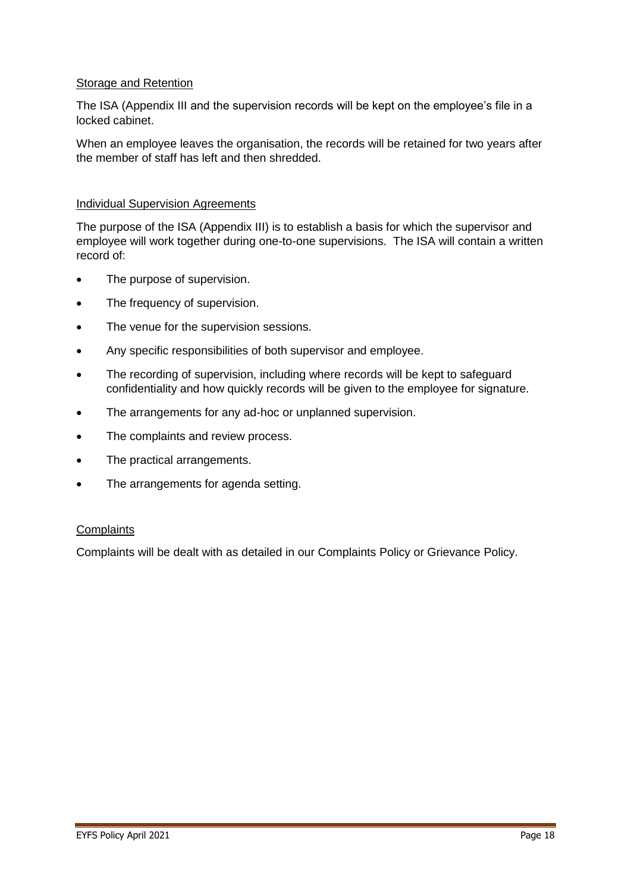Storage and Retention

The ISA (Appendix III and the supervision records will be kept on the employee's file in a locked cabinet.

When an employee leaves the organisation, the records will be retained for two years after the member of staff has left and then shredded.

Individual Supervision Agreements

The purpose of the ISA (Appendix III) is to establish a basis for which the supervisor and employee will work together during one-to-one supervisions. The ISA will contain a written record of:

- The purpose of supervision.
- The frequency of supervision.
- The venue for the supervision sessions.
- Any specific responsibilities of both supervisor and employee.
- The recording of supervision, including where records will be kept to safeguard confidentiality and how quickly records will be given to the employee for signature.
- The arrangements for any ad-hoc or unplanned supervision.
- The complaints and review process.
- The practical arrangements.
- The arrangements for agenda setting.

Complaints

Complaints will be dealt with as detailed in our Complaints Policy or Grievance Policy.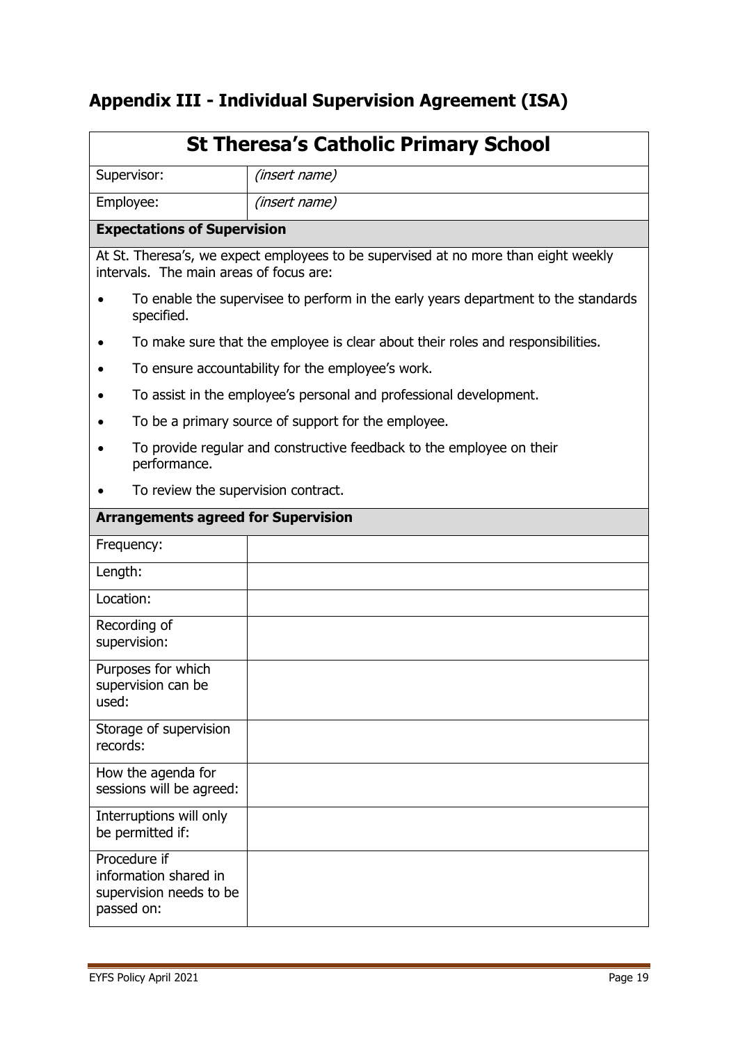## Appendix III - Individual Supervision Agreement (ISA)

| St Theresa's Catholic Primary School | |
|---|---|
| Supervisor: | *(insert name)* |
| Employee: | *(insert name)* |

**Expectations of Supervision**

At St. Theresa's, we expect employees to be supervised at no more than eight weekly intervals. The main areas of focus are:

- To enable the supervisee to perform in the early years department to the standards specified.
- To make sure that the employee is clear about their roles and responsibilities.
- To ensure accountability for the employee's work.
- To assist in the employee's personal and professional development.
- To be a primary source of support for the employee.
- To provide regular and constructive feedback to the employee on their performance.
- To review the supervision contract.

**Arrangements agreed for Supervision**

| | |
|---|---|
| Frequency: | |
| Length: | |
| Location: | |
| Recording of supervision: | |
| Purposes for which supervision can be used: | |
| Storage of supervision records: | |
| How the agenda for sessions will be agreed: | |
| Interruptions will only be permitted if: | |
| Procedure if information shared in supervision needs to be passed on: | |